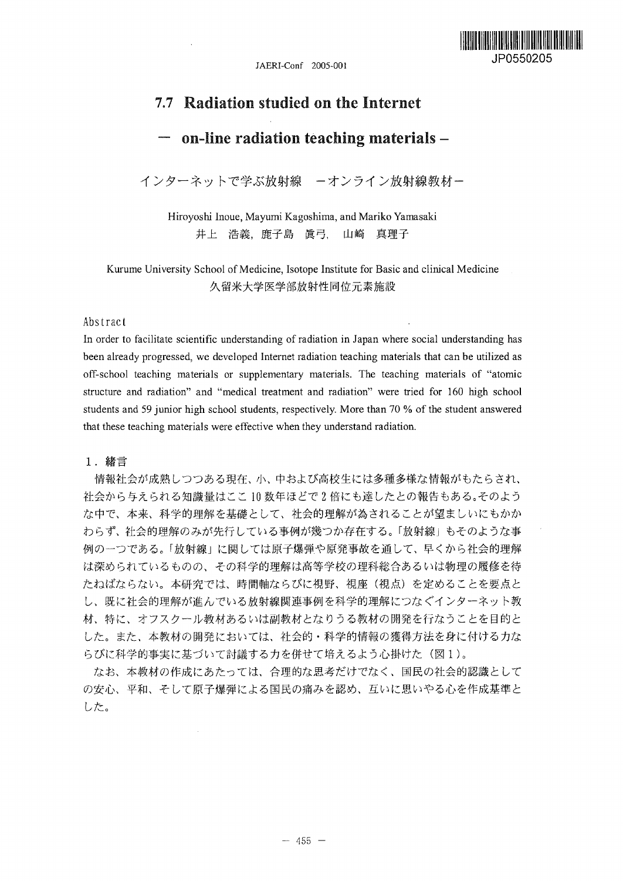# 7.7 Radiation studied on the Internet

## – on-line radiation teaching materials –

インターネットで学ぶ放射線　－オンライン放射線教材－

Hiroyoshi Inoue, Mayumi Kagoshima, and Mariko Yamasaki

井上　浩義，鹿子島　眞弓，　山崎　真理子

Kurume University School of Medicine, Isotope Institute for Basic and clinical Medicine

久留米大学医学部放射性同位元素施設

### Abstract

In order to facilitate scientific understanding of radiation in Japan where social understanding has been already progressed, we developed Internet radiation teaching materials that can be utilized as off-school teaching materials or supplementary materials. The teaching materials of "atomic structure and radiation" and "medical treatment and radiation" were tried for 160 high school students and 59 junior high school students, respectively. More than 70 % of the student answered that these teaching materials were effective when they understand radiation.

### 1．緒言

情報社会が成熟しつつある現在、小、中および高校生には多種多様な情報がもたらされ、社会から与えられる知識量はここ 10 数年ほどで 2 倍にも達したとの報告もある。そのような中で、本来、科学的理解を基礎として、社会的理解が為されることが望ましいにもかかわらず、社会的理解のみが先行している事例が幾つか存在する。「放射線」もそのような事例の一つである。「放射線」に関しては原子爆弾や原発事故を通して、早くから社会的理解は深められているものの、その科学的理解は高等学校の理科総合あるいは物理の履修を待たねばならない。本研究では、時間軸ならびに視野、視座（視点）を定めることを要点とし、既に社会的理解が進んでいる放射線関連事例を科学的理解につなぐインターネット教材、特に、オフスクール教材あるいは副教材となりうる教材の開発を行なうことを目的とした。また、本教材の開発においては、社会的・科学的情報の獲得方法を身に付ける力ならびに科学的事実に基づいて討議する力を併せて培えるよう心掛けた（図 1）。

なお、本教材の作成にあたっては、合理的な思考だけでなく、国民の社会的認識としての安心、平和、そして原子爆弾による国民の痛みを認め、互いに思いやる心を作成基準とした。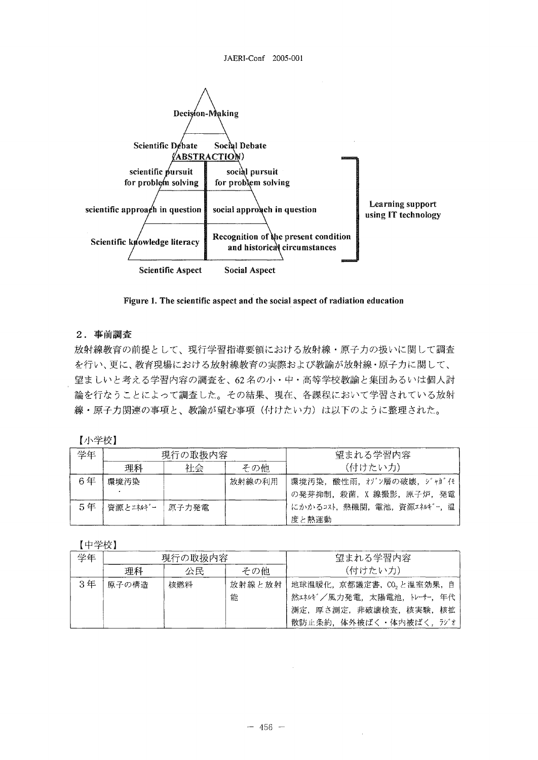Figure 1. The scientific aspect and the social aspect of radiation education

## 2．事前調査

放射線教育の前提として、現行学習指導要領における放射線・原子力の扱いに関して調査を行い、更に、教育現場における放射線教育の実際および教諭が放射線・原子力に関して、望ましいと考える学習内容の調査を、62名の小・中・高等学校教諭と集団あるいは個人討論を行なうことによって調査した。その結果、現在、各課程において学習されている放射線・原子力関連の事項と、教諭が望む事項（付けたい力）は以下のように整理された。

【小学校】

| 学年 | 現行の取扱内容 | | | 望まれる学習内容 |
|---|---|---|---|---|
| | 理科 | 社会 | その他 | （付けたい力） |
| 6年 | 環境汚染 | | 放射線の利用 | 環境汚染，酸性雨，ｵｿﾞﾝ層の破壊，ｼﾞｬｶﾞｲﾓの発芽抑制，殺菌，X線撮影，原子炉，発電にかかるｺｽﾄ，熱機関，電池，資源ｴﾈﾙｷﾞｰ，温度と熱運動 |
| 5年 | 資源とｴﾈﾙｷﾞｰ | 原子力発電 | | |

【中学校】

| 学年 | 現行の取扱内容 | | | 望まれる学習内容 |
|---|---|---|---|---|
| | 理科 | 公民 | その他 | （付けたい力） |
| 3年 | 原子の構造 | 核燃料 | 放射線と放射能 | 地球温暖化，京都議定書，$CO_2$と温室効果，自然ｴﾈﾙｷﾞｰ／風力発電，太陽電池，ﾄﾚｰｻｰ，年代測定，厚さ測定，非破壊検査，核実験，核拡散防止条約，体外被ばく・体内被ばく，ﾗｼﾞｵ |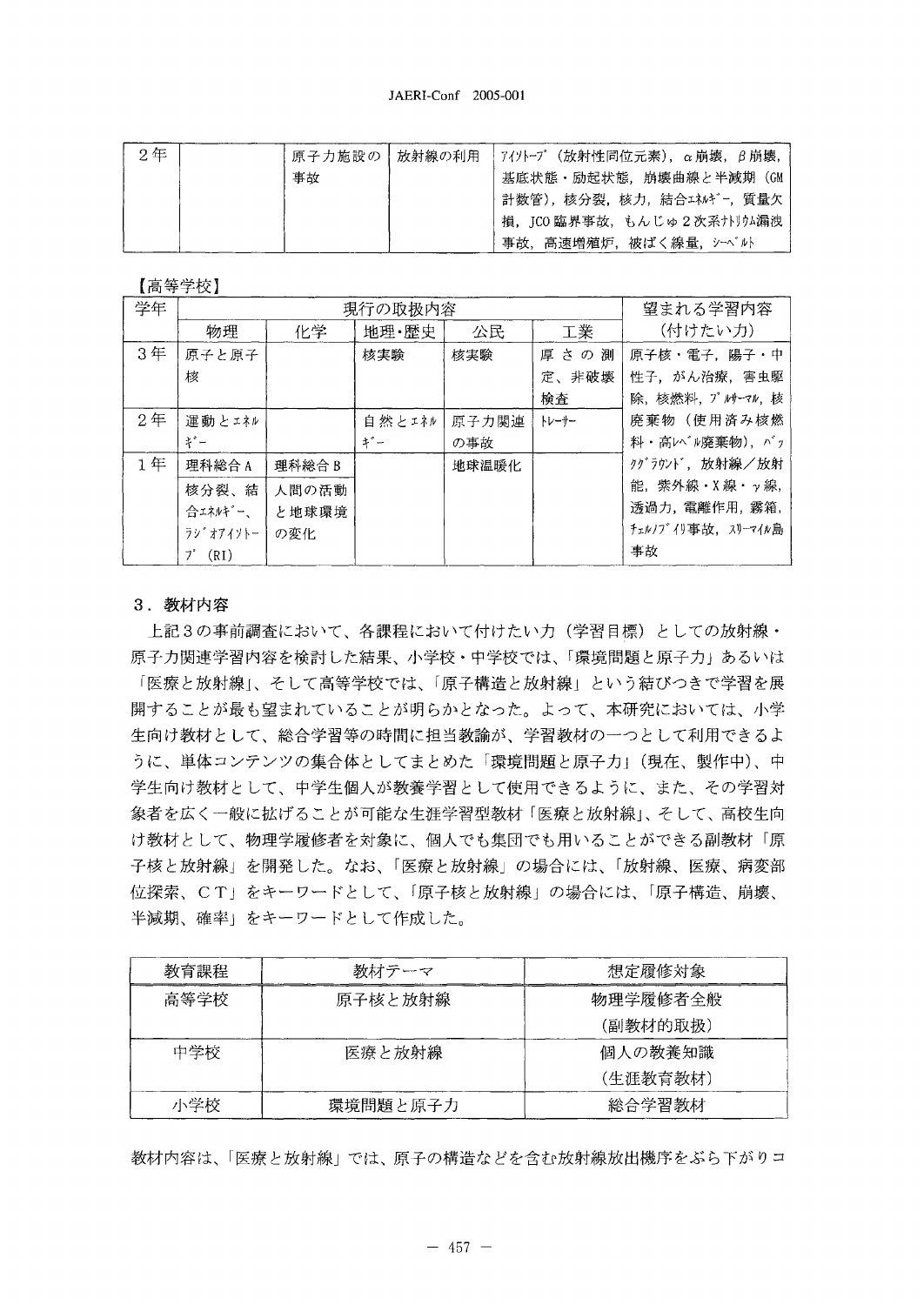| 2年 | | 原子力施設の事故 | 放射線の利用 | ｱｲｿﾄｰﾌﾟ（放射性同位元素），α崩壊，β崩壊，基底状態・励起状態，崩壊曲線と半減期（GM 計数管），核分裂，核力，結合ｴﾈﾙｷﾞｰ，質量欠損，JCO 臨界事故，もんじゅ２次系ﾅﾄﾘｳﾑ漏洩事故，高速増殖炉，被ばく線量，ｼｰﾍﾞﾙﾄ |
|---|---|---|---|---|

【高等学校】

| 学年 | 現行の取扱内容 | | | | | 望まれる学習内容（付けたい力） |
|---|---|---|---|---|---|---|
| | 物理 | 化学 | 地理･歴史 | 公民 | 工業 | |
| 3年 | 原子と原子核 | | 核実験 | 核実験 | 厚さの測定、非破壊検査 | 原子核・電子，陽子・中性子，がん治療，害虫駆除，核燃料，ﾌﾟﾙｻｰﾏﾙ，核廃棄物（使用済み核燃料・高ﾚﾍﾞﾙ廃棄物），ﾊﾞｯｸｸﾞﾗｳﾝﾄﾞ，放射線／放射能，紫外線・X線・γ線，透過力，電離作用，霧箱，ﾁｪﾙﾉﾌﾞｲﾘ事故，ｽﾘｰﾏｲﾙ島事故 |
| 2年 | 運動とｴﾈﾙｷﾞｰ | | 自然とｴﾈﾙｷﾞｰ | 原子力関連の事故 | ﾄﾚｰｻｰ | |
| 1年 | 理科総合A | 理科総合B | | 地球温暖化 | | |
| | 核分裂、結合ｴﾈﾙｷﾞｰ、ﾗｼﾞｵｱｲｿﾄｰﾌﾟ（RI） | 人間の活動と地球環境の変化 | | | | |

## 3．教材内容

上記３の事前調査において、各課程において付けたい力（学習目標）としての放射線・原子力関連学習内容を検討した結果、小学校・中学校では、「環境問題と原子力」あるいは「医療と放射線」、そして高等学校では、「原子構造と放射線」という結びつきで学習を展開することが最も望まれていることが明らかとなった。よって、本研究においては、小学生向け教材として、総合学習等の時間に担当教諭が、学習教材の一つとして利用できるように、単体コンテンツの集合体としてまとめた「環境問題と原子力」（現在、製作中）、中学生向け教材として、中学生個人が教養学習として使用できるように、また、その学習対象者を広く一般に拡げることが可能な生涯学習型教材「医療と放射線」、そして、高校生向け教材として、物理学履修者を対象に、個人でも集団でも用いることができる副教材「原子核と放射線」を開発した。なお、「医療と放射線」の場合には、「放射線、医療、病変部位探索、ＣＴ」をキーワードとして、「原子核と放射線」の場合には、「原子構造、崩壊、半減期、確率」をキーワードとして作成した。

| 教育課程 | 教材テーマ | 想定履修対象 |
|---|---|---|
| 高等学校 | 原子核と放射線 | 物理学履修者全般（副教材的取扱） |
| 中学校 | 医療と放射線 | 個人の教養知識（生涯教育教材） |
| 小学校 | 環境問題と原子力 | 総合学習教材 |

教材内容は、「医療と放射線」では、原子の構造などを含む放射線放出機序をぶら下がりコ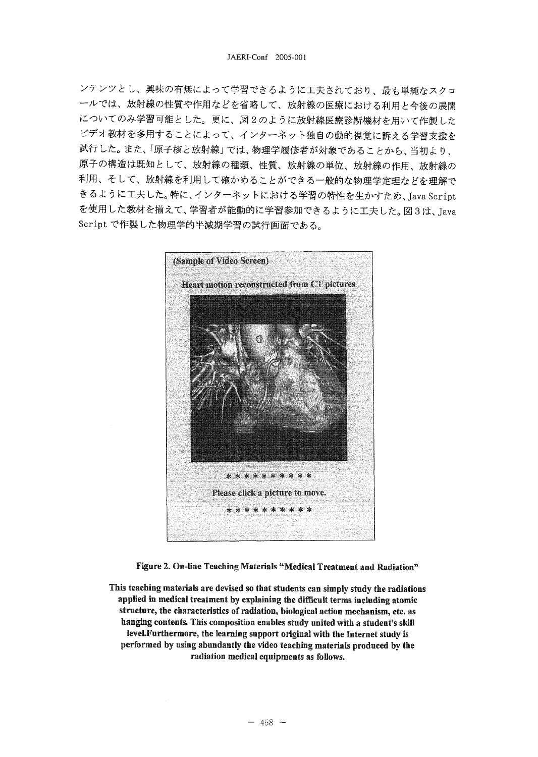ンテンツとし、興味の有無によって学習できるように工夫されており、最も単純なスクロールでは、放射線の性質や作用などを省略して、放射線の医療における利用と今後の展開についてのみ学習可能とした。更に、図２のように放射線医療診断機材を用いて作製したビデオ教材を多用することによって、インターネット独自の動的視覚に訴える学習支援を試行した。また、「原子核と放射線」では、物理学履修者が対象であることから、当初より、原子の構造は既知として、放射線の種類、性質、放射線の単位、放射線の作用、放射線の利用、そして、放射線を利用して確かめることができる一般的な物理学定理などを理解できるように工夫した。特に、インターネットにおける学習の特性を生かすため、Java Script を使用した教材を揃えて、学習者が能動的に学習参加できるように工夫した。図３は、Java Script で作製した物理学的半減期学習の試行画面である。

**Figure 2. On-line Teaching Materials "Medical Treatment and Radiation"**

**This teaching materials are devised so that students can simply study the radiations applied in medical treatment by explaining the difficult terms including atomic structure, the characteristics of radiation, biological action mechanism, etc. as hanging contents. This composition enables study united with a student's skill level.Furthermore, the learning support original with the Internet study is performed by using abundantly the video teaching materials produced by the radiation medical equipments as follows.**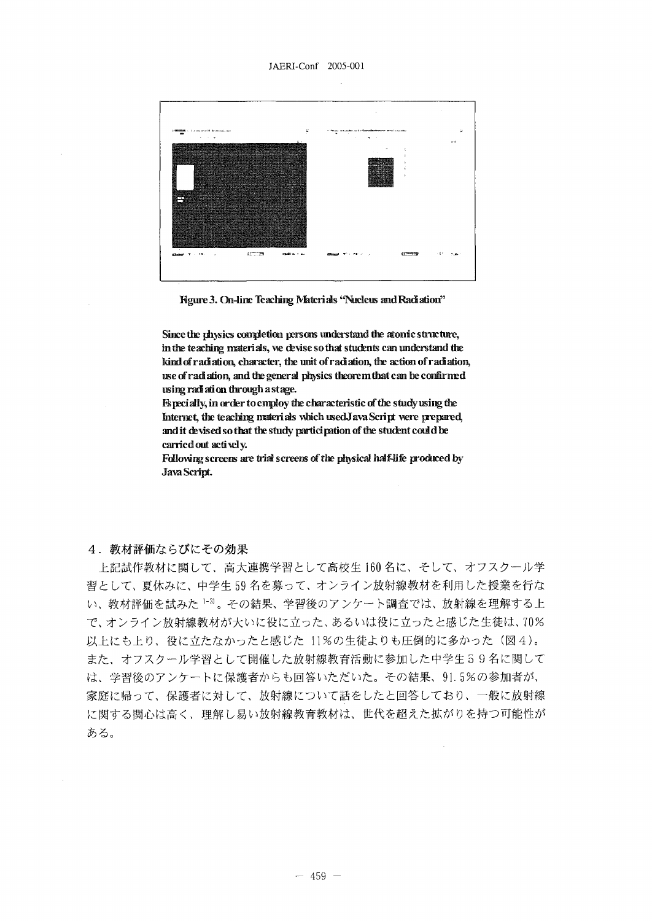Figure 3. On-line Teaching Materials "Nucleus and Radiation"

**Since the physics completion persons understand the atomic structure, in the teaching materials, we devise so that students can understand the kind of radiation, character, the unit of radiation, the action of radiation, use of radiation, and the general physics theorem that can be confirmed using radiation through a stage.**
**Especially, in order to employ the characteristic of the study using the Internet, the teaching materials which used JavaScript were prepared, and it devised so that the study participation of the student could be carried out actively.**
**Following screens are trial screens of the physical half-life produced by JavaScript.**

## 4．教材評価ならびにその効果

上記試作教材に関して、高大連携学習として高校生 160 名に、そして、オフスクール学習として、夏休みに、中学生 59 名を募って、オンライン放射線教材を利用した授業を行ない、教材評価を試みた [1-3]。その結果、学習後のアンケート調査では、放射線を理解する上で、オンライン放射線教材が大いに役に立った、あるいは役に立ったと感じた生徒は、70％以上にも上り、役に立たなかったと感じた 11％の生徒よりも圧倒的に多かった（図４）。また、オフスクール学習として開催した放射線教育活動に参加した中学生５９名に関しては、学習後のアンケートに保護者からも回答いただいた。その結果、91.5％の参加者が、家庭に帰って、保護者に対して、放射線について話をしたと回答しており、一般に放射線に関する関心は高く、理解し易い放射線教育教材は、世代を超えた拡がりを持つ可能性がある。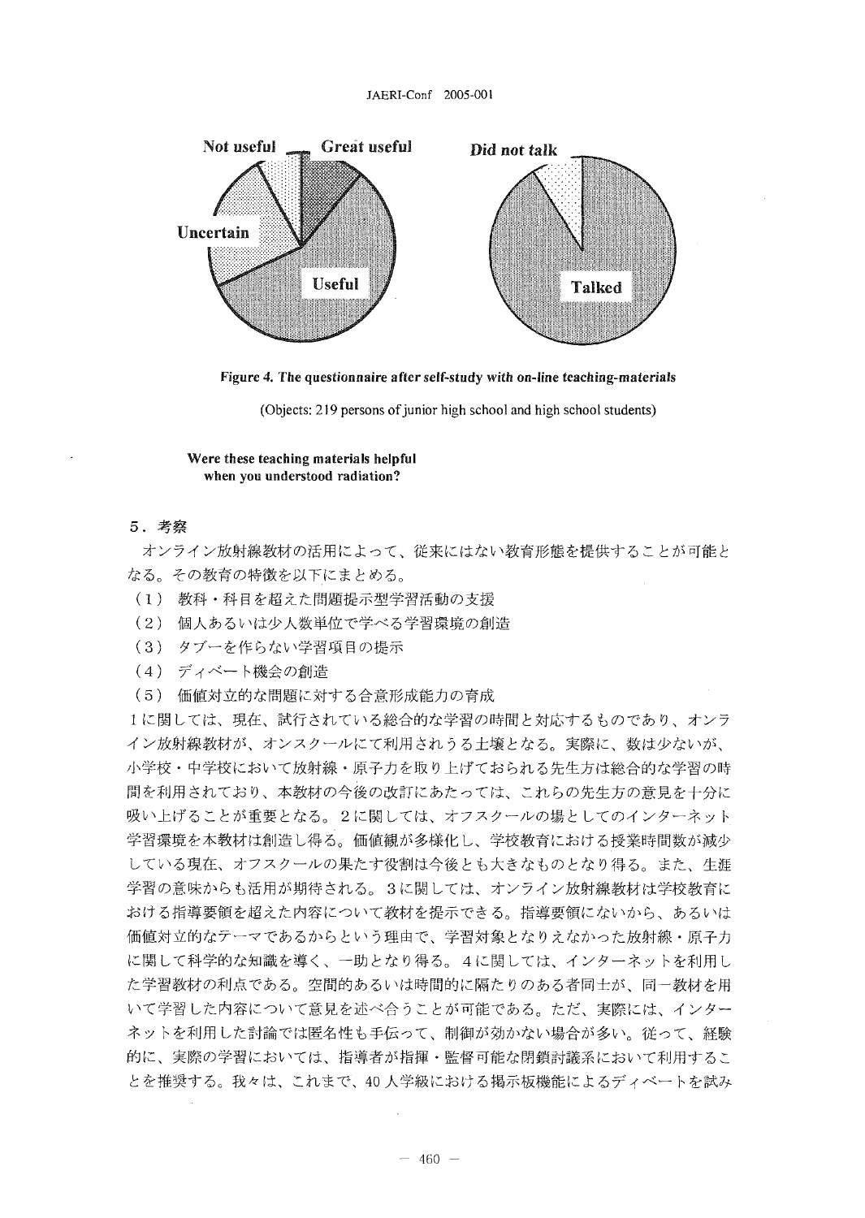Figure 4. The questionnaire after self-study with on-line teaching-materials

(Objects: 219 persons of junior high school and high school students)

Were these teaching materials helpful when you understood radiation?

## ５．考察

オンライン放射線教材の活用によって、従来にはない教育形態を提供することが可能となる。その教育の特徴を以下にまとめる。

（１） 教科・科目を超えた問題提示型学習活動の支援

（２） 個人あるいは少人数単位で学べる学習環境の創造

（３） タブーを作らない学習項目の提示

（４） ディベート機会の創造

（５） 価値対立的な問題に対する合意形成能力の育成

１に関しては、現在、試行されている総合的な学習の時間と対応するものであり、オンライン放射線教材が、オンスクールにて利用されうる土壌となる。実際に、数は少ないが、小学校・中学校において放射線・原子力を取り上げておられる先生方は総合的な学習の時間を利用されており、本教材の今後の改訂にあたっては、これらの先生方の意見を十分に吸い上げることが重要となる。２に関しては、オフスクールの場としてのインターネット学習環境を本教材は創造し得る。価値観が多様化し、学校教育における授業時間数が減少している現在、オフスクールの果たす役割は今後とも大きなものとなり得る。また、生涯学習の意味からも活用が期待される。３に関しては、オンライン放射線教材は学校教育における指導要領を超えた内容について教材を提示できる。指導要領にないから、あるいは価値対立的なテーマであるからという理由で、学習対象となりえなかった放射線・原子力に関して科学的な知識を導く、一助となり得る。４に関しては、インターネットを利用した学習教材の利点である。空間的あるいは時間的に隔たりのある者同士が、同一教材を用いて学習した内容について意見を述べ合うことが可能である。ただ、実際には、インターネットを利用した討論では匿名性も手伝って、制御が効かない場合が多い。従って、経験的に、実際の学習においては、指導者が指揮・監督可能な閉鎖討議系において利用することを推奨する。我々は、これまで、40 人学級における掲示板機能によるディベートを試み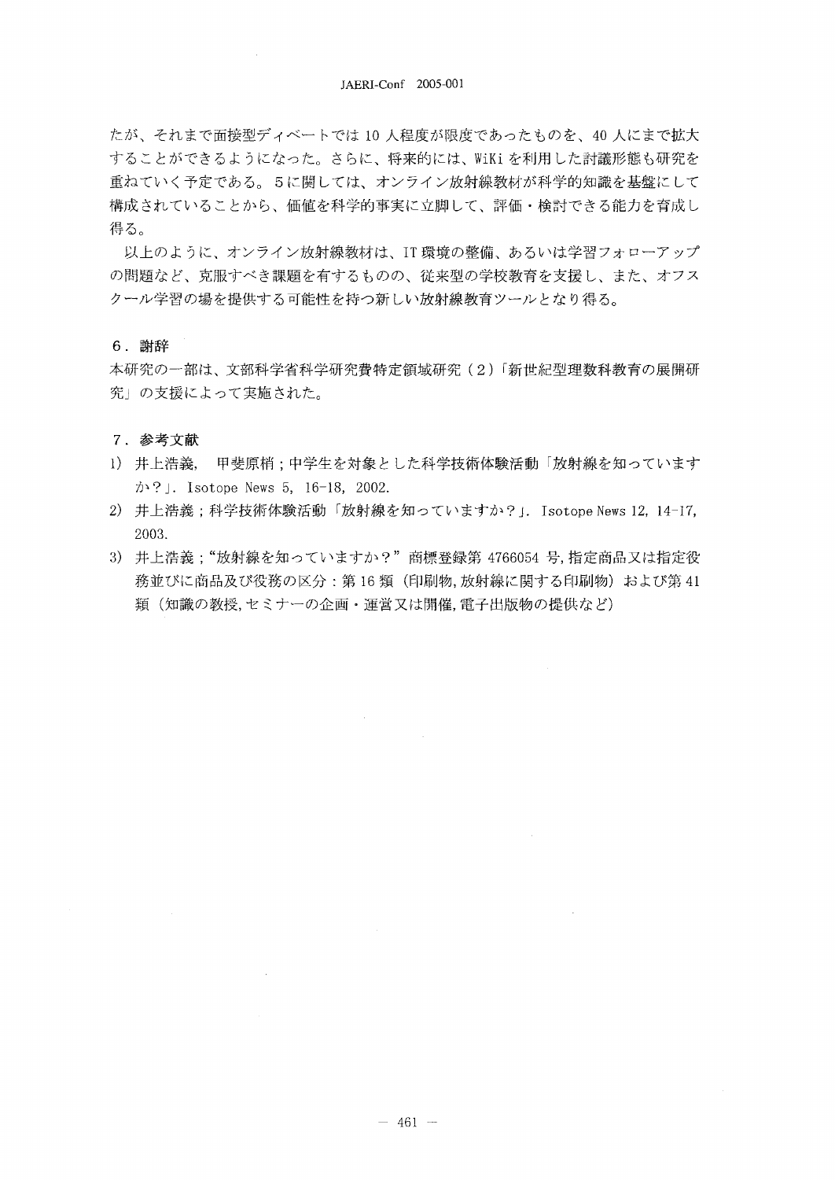たが、それまで面接型ディベートでは 10 人程度が限度であったものを、40 人にまで拡大することができるようになった。さらに、将来的には、WiKi を利用した討議形態も研究を重ねていく予定である。５に関しては、オンライン放射線教材が科学的知識を基盤にして構成されていることから、価値を科学的事実に立脚して、評価・検討できる能力を育成し得る。

以上のように、オンライン放射線教材は、IT 環境の整備、あるいは学習フォローアップの問題など、克服すべき課題を有するものの、従来型の学校教育を支援し、また、オフスクール学習の場を提供する可能性を持つ新しい放射線教育ツールとなり得る。

## ６．謝辞

本研究の一部は、文部科学省科学研究費特定領域研究（２）「新世紀型理数科教育の展開研究」の支援によって実施された。

## ７．参考文献

1) 井上浩義， 甲斐原梢；中学生を対象とした科学技術体験活動「放射線を知っていますか？」. Isotope News 5, 16-18, 2002.
2) 井上浩義；科学技術体験活動「放射線を知っていますか？」. Isotope News 12, 14-17, 2003.
3) 井上浩義；“放射線を知っていますか？”商標登録第 4766054 号，指定商品又は指定役務並びに商品及び役務の区分：第 16 類（印刷物，放射線に関する印刷物）および第 41 類（知識の教授，セミナーの企画・運営又は開催，電子出版物の提供など）